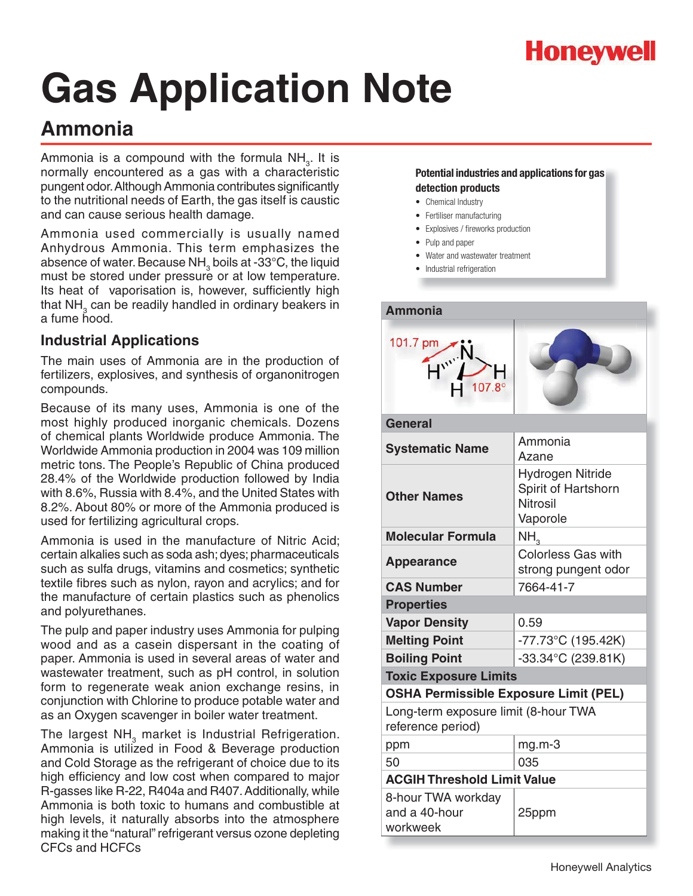# Gas Application Note

## Ammonia

Ammonia is a compound with the formula $NH_3$. It is normally encountered as a gas with a characteristic pungent odor. Although Ammonia contributes significantly to the nutritional needs of Earth, the gas itself is caustic and can cause serious health damage.

Ammonia used commercially is usually named Anhydrous Ammonia. This term emphasizes the absence of water. Because $NH_3$ boils at -33°C, the liquid must be stored under pressure or at low temperature. Its heat of vaporisation is, however, sufficiently high that $NH_3$ can be readily handled in ordinary beakers in a fume hood.

### Industrial Applications

The main uses of Ammonia are in the production of fertilizers, explosives, and synthesis of organonitrogen compounds.

Because of its many uses, Ammonia is one of the most highly produced inorganic chemicals. Dozens of chemical plants Worldwide produce Ammonia. The Worldwide Ammonia production in 2004 was 109 million metric tons. The People's Republic of China produced 28.4% of the Worldwide production followed by India with 8.6%, Russia with 8.4%, and the United States with 8.2%. About 80% or more of the Ammonia produced is used for fertilizing agricultural crops.

Ammonia is used in the manufacture of Nitric Acid; certain alkalies such as soda ash; dyes; pharmaceuticals such as sulfa drugs, vitamins and cosmetics; synthetic textile fibres such as nylon, rayon and acrylics; and for the manufacture of certain plastics such as phenolics and polyurethanes.

The pulp and paper industry uses Ammonia for pulping wood and as a casein dispersant in the coating of paper. Ammonia is used in several areas of water and wastewater treatment, such as pH control, in solution form to regenerate weak anion exchange resins, in conjunction with Chlorine to produce potable water and as an Oxygen scavenger in boiler water treatment.

The largest $NH_3$ market is Industrial Refrigeration. Ammonia is utilized in Food & Beverage production and Cold Storage as the refrigerant of choice due to its high efficiency and low cost when compared to major R-gasses like R-22, R404a and R407. Additionally, while Ammonia is both toxic to humans and combustible at high levels, it naturally absorbs into the atmosphere making it the "natural" refrigerant versus ozone depleting CFCs and HCFCs

**Potential industries and applications for gas detection products**

- Chemical Industry
- Fertiliser manufacturing
- Explosives / fireworks production
- Pulp and paper
- Water and wastewater treatment
- Industrial refrigeration

| Ammonia | |
|---|---|
| 101.7 pm; 107.8° | |
| **General** | |
| **Systematic Name** | Ammonia<br>Azane |
| **Other Names** | Hydrogen Nitride<br>Spirit of Hartshorn<br>Nitrosil<br>Vaporole |
| **Molecular Formula** | $NH_3$ |
| **Appearance** | Colorless Gas with strong pungent odor |
| **CAS Number** | 7664-41-7 |
| **Properties** | |
| **Vapor Density** | 0.59 |
| **Melting Point** | -77.73°C (195.42K) |
| **Boiling Point** | -33.34°C (239.81K) |
| **Toxic Exposure Limits** | |
| **OSHA Permissible Exposure Limit (PEL)** | |
| Long-term exposure limit (8-hour TWA reference period) | |
| ppm | mg.m-3 |
| 50 | 035 |
| **ACGIH Threshold Limit Value** | |
| 8-hour TWA workday and a 40-hour workweek | 25ppm |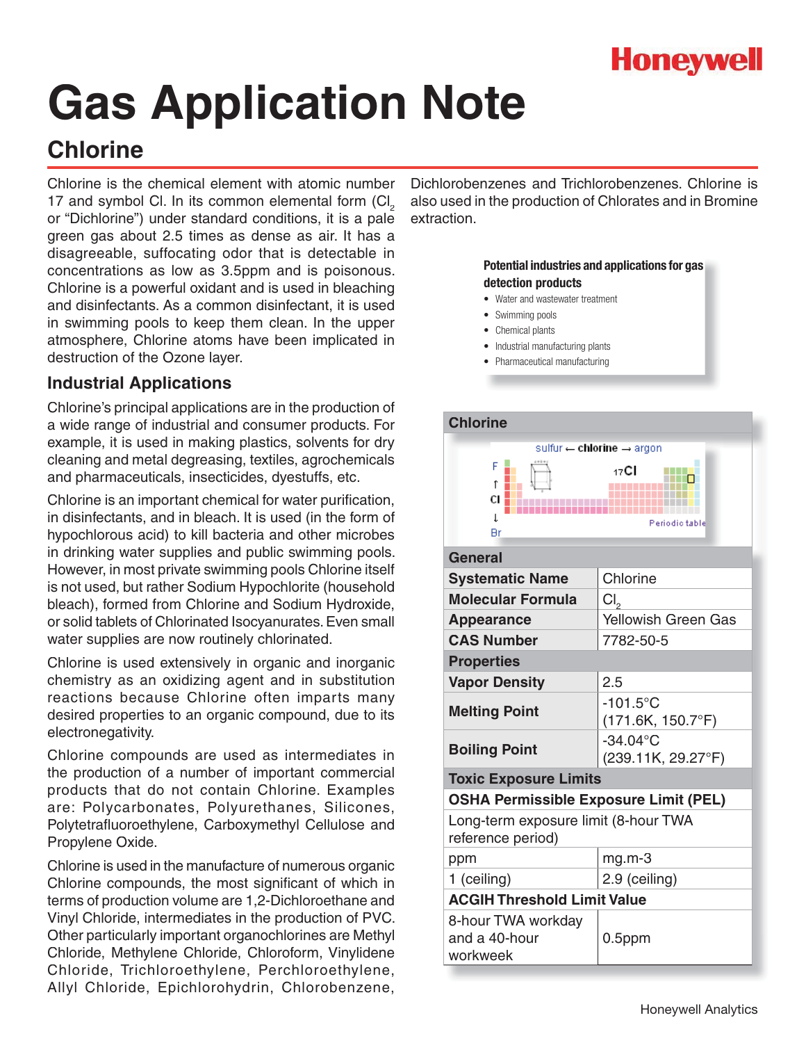# Gas Application Note

## Chlorine

Chlorine is the chemical element with atomic number 17 and symbol Cl. In its common elemental form ($Cl_2$ or "Dichlorine") under standard conditions, it is a pale green gas about 2.5 times as dense as air. It has a disagreeable, suffocating odor that is detectable in concentrations as low as 3.5ppm and is poisonous. Chlorine is a powerful oxidant and is used in bleaching and disinfectants. As a common disinfectant, it is used in swimming pools to keep them clean. In the upper atmosphere, Chlorine atoms have been implicated in destruction of the Ozone layer.

### Industrial Applications

Chlorine's principal applications are in the production of a wide range of industrial and consumer products. For example, it is used in making plastics, solvents for dry cleaning and metal degreasing, textiles, agrochemicals and pharmaceuticals, insecticides, dyestuffs, etc.

Chlorine is an important chemical for water purification, in disinfectants, and in bleach. It is used (in the form of hypochlorous acid) to kill bacteria and other microbes in drinking water supplies and public swimming pools. However, in most private swimming pools Chlorine itself is not used, but rather Sodium Hypochlorite (household bleach), formed from Chlorine and Sodium Hydroxide, or solid tablets of Chlorinated Isocyanurates. Even small water supplies are now routinely chlorinated.

Chlorine is used extensively in organic and inorganic chemistry as an oxidizing agent and in substitution reactions because Chlorine often imparts many desired properties to an organic compound, due to its electronegativity.

Chlorine compounds are used as intermediates in the production of a number of important commercial products that do not contain Chlorine. Examples are: Polycarbonates, Polyurethanes, Silicones, Polytetrafluoroethylene, Carboxymethyl Cellulose and Propylene Oxide.

Chlorine is used in the manufacture of numerous organic Chlorine compounds, the most significant of which in terms of production volume are 1,2-Dichloroethane and Vinyl Chloride, intermediates in the production of PVC. Other particularly important organochlorines are Methyl Chloride, Methylene Chloride, Chloroform, Vinylidene Chloride, Trichloroethylene, Perchloroethylene, Allyl Chloride, Epichlorohydrin, Chlorobenzene, Dichlorobenzenes and Trichlorobenzenes. Chlorine is also used in the production of Chlorates and in Bromine extraction.

**Potential industries and applications for gas detection products**

- Water and wastewater treatment
- Swimming pools
- Chemical plants
- Industrial manufacturing plants
- Pharmaceutical manufacturing

| Chlorine | |
|---|---|
| sulfur ← chlorine → argon; F ↑ Cl ↓ Br; $_{17}$Cl; Periodic table | |
| **General** | |
| **Systematic Name** | Chlorine |
| **Molecular Formula** | $Cl_2$ |
| **Appearance** | Yellowish Green Gas |
| **CAS Number** | 7782-50-5 |
| **Properties** | |
| **Vapor Density** | 2.5 |
| **Melting Point** | -101.5°C (171.6K, 150.7°F) |
| **Boiling Point** | -34.04°C (239.11K, 29.27°F) |
| **Toxic Exposure Limits** | |
| **OSHA Permissible Exposure Limit (PEL)** | |
| Long-term exposure limit (8-hour TWA reference period) | |
| ppm | mg.m-3 |
| 1 (ceiling) | 2.9 (ceiling) |
| **ACGIH Threshold Limit Value** | |
| 8-hour TWA workday and a 40-hour workweek | 0.5ppm |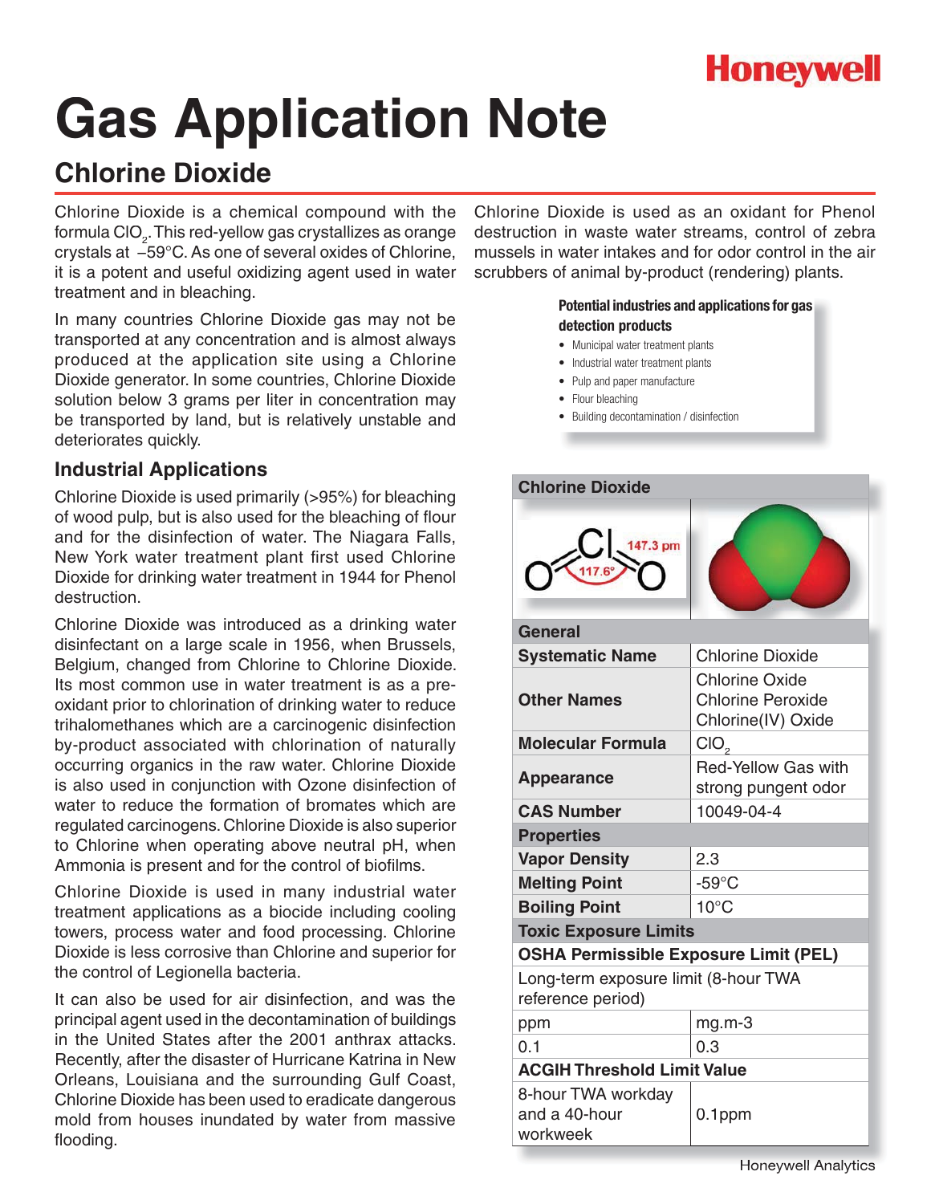# Gas Application Note

## Chlorine Dioxide

Chlorine Dioxide is a chemical compound with the formula $ClO_2$. This red-yellow gas crystallizes as orange crystals at –59°C. As one of several oxides of Chlorine, it is a potent and useful oxidizing agent used in water treatment and in bleaching.

In many countries Chlorine Dioxide gas may not be transported at any concentration and is almost always produced at the application site using a Chlorine Dioxide generator. In some countries, Chlorine Dioxide solution below 3 grams per liter in concentration may be transported by land, but is relatively unstable and deteriorates quickly.

### Industrial Applications

Chlorine Dioxide is used primarily (>95%) for bleaching of wood pulp, but is also used for the bleaching of flour and for the disinfection of water. The Niagara Falls, New York water treatment plant first used Chlorine Dioxide for drinking water treatment in 1944 for Phenol destruction.

Chlorine Dioxide was introduced as a drinking water disinfectant on a large scale in 1956, when Brussels, Belgium, changed from Chlorine to Chlorine Dioxide. Its most common use in water treatment is as a pre-oxidant prior to chlorination of drinking water to reduce trihalomethanes which are a carcinogenic disinfection by-product associated with chlorination of naturally occurring organics in the raw water. Chlorine Dioxide is also used in conjunction with Ozone disinfection of water to reduce the formation of bromates which are regulated carcinogens. Chlorine Dioxide is also superior to Chlorine when operating above neutral pH, when Ammonia is present and for the control of biofilms.

Chlorine Dioxide is used in many industrial water treatment applications as a biocide including cooling towers, process water and food processing. Chlorine Dioxide is less corrosive than Chlorine and superior for the control of Legionella bacteria.

It can also be used for air disinfection, and was the principal agent used in the decontamination of buildings in the United States after the 2001 anthrax attacks. Recently, after the disaster of Hurricane Katrina in New Orleans, Louisiana and the surrounding Gulf Coast, Chlorine Dioxide has been used to eradicate dangerous mold from houses inundated by water from massive flooding.

Chlorine Dioxide is used as an oxidant for Phenol destruction in waste water streams, control of zebra mussels in water intakes and for odor control in the air scrubbers of animal by-product (rendering) plants.

**Potential industries and applications for gas detection products**

- Municipal water treatment plants
- Industrial water treatment plants
- Pulp and paper manufacture
- Flour bleaching
- Building decontamination / disinfection

| Chlorine Dioxide | |
|---|---|
| **General** | |
| **Systematic Name** | Chlorine Dioxide |
| **Other Names** | Chlorine Oxide<br>Chlorine Peroxide<br>Chlorine(IV) Oxide |
| **Molecular Formula** | $ClO_2$ |
| **Appearance** | Red-Yellow Gas with strong pungent odor |
| **CAS Number** | 10049-04-4 |
| **Properties** | |
| **Vapor Density** | 2.3 |
| **Melting Point** | -59°C |
| **Boiling Point** | 10°C |
| **Toxic Exposure Limits** | |
| **OSHA Permissible Exposure Limit (PEL)** | |
| Long-term exposure limit (8-hour TWA reference period) | |
| ppm | mg.m-3 |
| 0.1 | 0.3 |
| **ACGIH Threshold Limit Value** | |
| 8-hour TWA workday and a 40-hour workweek | 0.1ppm |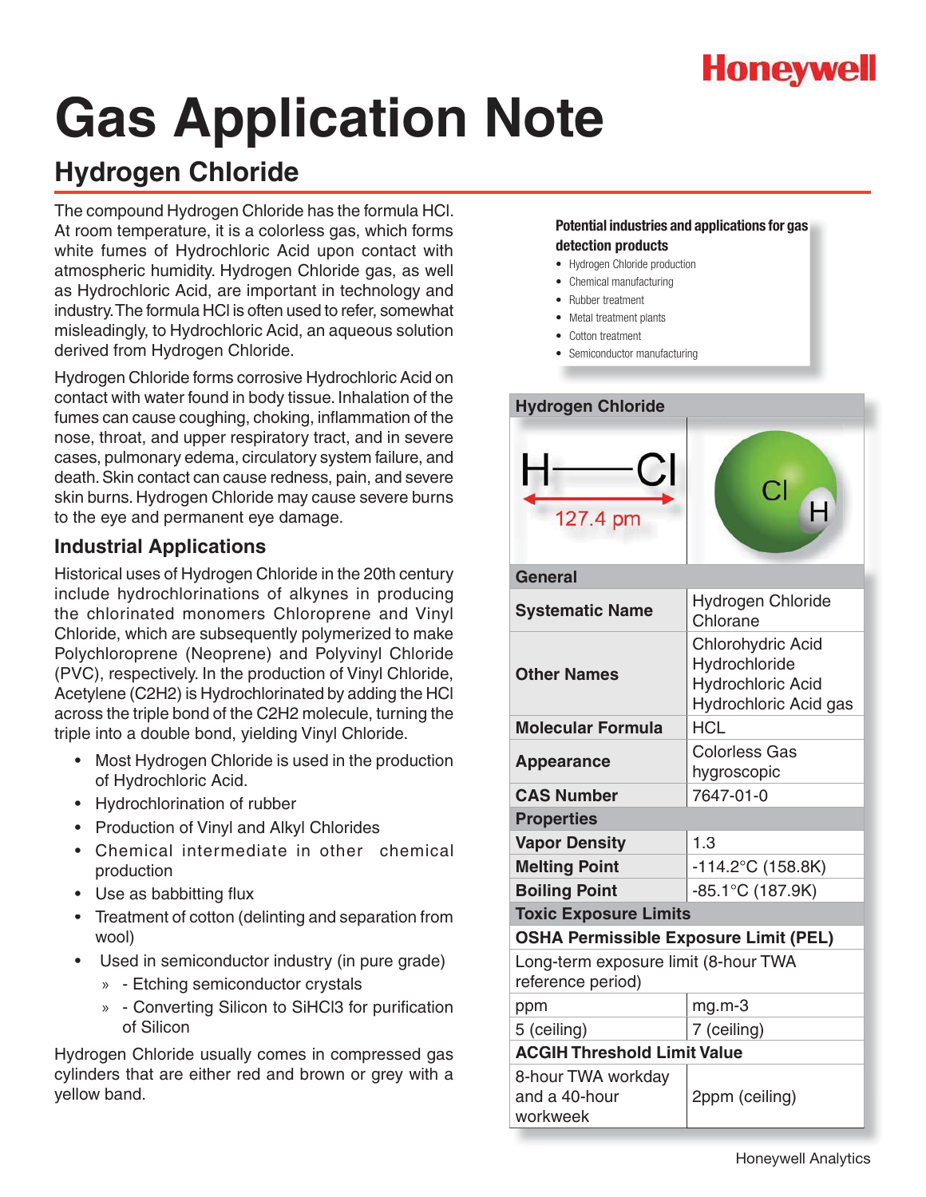# Gas Application Note

## Hydrogen Chloride

The compound Hydrogen Chloride has the formula HCl. At room temperature, it is a colorless gas, which forms white fumes of Hydrochloric Acid upon contact with atmospheric humidity. Hydrogen Chloride gas, as well as Hydrochloric Acid, are important in technology and industry. The formula HCl is often used to refer, somewhat misleadingly, to Hydrochloric Acid, an aqueous solution derived from Hydrogen Chloride.

Hydrogen Chloride forms corrosive Hydrochloric Acid on contact with water found in body tissue. Inhalation of the fumes can cause coughing, choking, inflammation of the nose, throat, and upper respiratory tract, and in severe cases, pulmonary edema, circulatory system failure, and death. Skin contact can cause redness, pain, and severe skin burns. Hydrogen Chloride may cause severe burns to the eye and permanent eye damage.

### Industrial Applications

Historical uses of Hydrogen Chloride in the 20th century include hydrochlorinations of alkynes in producing the chlorinated monomers Chloroprene and Vinyl Chloride, which are subsequently polymerized to make Polychloroprene (Neoprene) and Polyvinyl Chloride (PVC), respectively. In the production of Vinyl Chloride, Acetylene ($C_2H_2$) is Hydrochlorinated by adding the HCl across the triple bond of the $C_2H_2$ molecule, turning the triple into a double bond, yielding Vinyl Chloride.

- Most Hydrogen Chloride is used in the production of Hydrochloric Acid.
- Hydrochlorination of rubber
- Production of Vinyl and Alkyl Chlorides
- Chemical intermediate in other chemical production
- Use as babbitting flux
- Treatment of cotton (delinting and separation from wool)
- Used in semiconductor industry (in pure grade)
  - - Etching semiconductor crystals
  - - Converting Silicon to $SiHCl_3$ for purification of Silicon

Hydrogen Chloride usually comes in compressed gas cylinders that are either red and brown or grey with a yellow band.

**Potential industries and applications for gas detection products**

- Hydrogen Chloride production
- Chemical manufacturing
- Rubber treatment
- Metal treatment plants
- Cotton treatment
- Semiconductor manufacturing

| **Hydrogen Chloride** | |
|---|---|
| H—Cl, 127.4 pm | Cl H |
| **General** | |
| **Systematic Name** | Hydrogen Chloride Chlorane |
| **Other Names** | Chlorohydric Acid<br>Hydrochloride<br>Hydrochloric Acid<br>Hydrochloric Acid gas |
| **Molecular Formula** | HCL |
| **Appearance** | Colorless Gas hygroscopic |
| **CAS Number** | 7647-01-0 |
| **Properties** | |
| **Vapor Density** | 1.3 |
| **Melting Point** | -114.2°C (158.8K) |
| **Boiling Point** | -85.1°C (187.9K) |
| **Toxic Exposure Limits** | |
| **OSHA Permissible Exposure Limit (PEL)** | |
| Long-term exposure limit (8-hour TWA reference period) | |
| ppm | mg.m-3 |
| 5 (ceiling) | 7 (ceiling) |
| **ACGIH Threshold Limit Value** | |
| 8-hour TWA workday and a 40-hour workweek | 2ppm (ceiling) |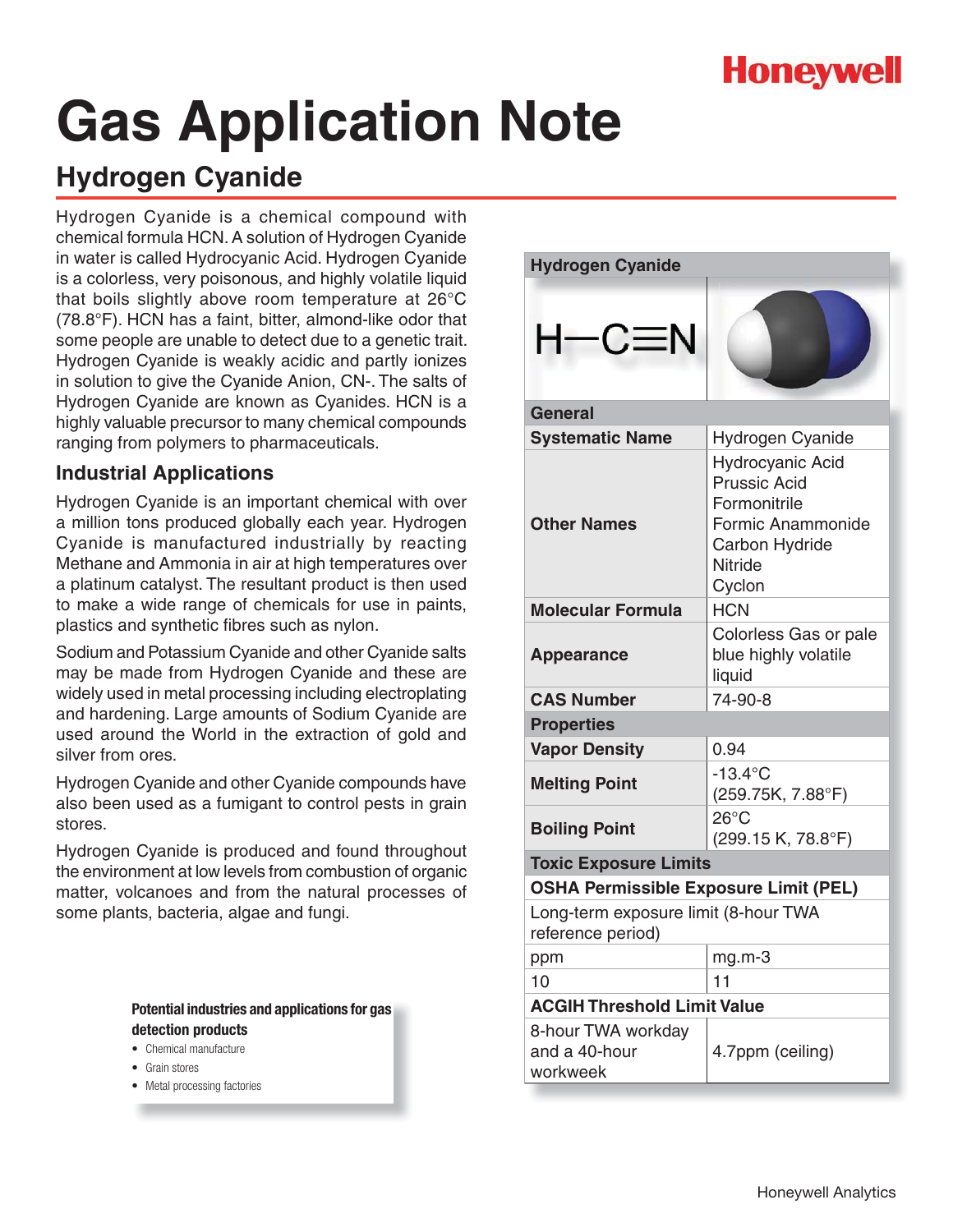# Gas Application Note

## Hydrogen Cyanide

Hydrogen Cyanide is a chemical compound with chemical formula HCN. A solution of Hydrogen Cyanide in water is called Hydrocyanic Acid. Hydrogen Cyanide is a colorless, very poisonous, and highly volatile liquid that boils slightly above room temperature at 26°C (78.8°F). HCN has a faint, bitter, almond-like odor that some people are unable to detect due to a genetic trait. Hydrogen Cyanide is weakly acidic and partly ionizes in solution to give the Cyanide Anion, CN-. The salts of Hydrogen Cyanide are known as Cyanides. HCN is a highly valuable precursor to many chemical compounds ranging from polymers to pharmaceuticals.

### Industrial Applications

Hydrogen Cyanide is an important chemical with over a million tons produced globally each year. Hydrogen Cyanide is manufactured industrially by reacting Methane and Ammonia in air at high temperatures over a platinum catalyst. The resultant product is then used to make a wide range of chemicals for use in paints, plastics and synthetic fibres such as nylon.

Sodium and Potassium Cyanide and other Cyanide salts may be made from Hydrogen Cyanide and these are widely used in metal processing including electroplating and hardening. Large amounts of Sodium Cyanide are used around the World in the extraction of gold and silver from ores.

Hydrogen Cyanide and other Cyanide compounds have also been used as a fumigant to control pests in grain stores.

Hydrogen Cyanide is produced and found throughout the environment at low levels from combustion of organic matter, volcanoes and from the natural processes of some plants, bacteria, algae and fungi.

**Potential industries and applications for gas detection products**

- Chemical manufacture
- Grain stores
- Metal processing factories

| Hydrogen Cyanide | |
|---|---|
| H—C≡N | |
| **General** | |
| **Systematic Name** | Hydrogen Cyanide |
| **Other Names** | Hydrocyanic Acid<br>Prussic Acid<br>Formonitrile<br>Formic Anammonide<br>Carbon Hydride<br>Nitride<br>Cyclon |
| **Molecular Formula** | HCN |
| **Appearance** | Colorless Gas or pale blue highly volatile liquid |
| **CAS Number** | 74-90-8 |
| **Properties** | |
| **Vapor Density** | 0.94 |
| **Melting Point** | -13.4°C<br>(259.75K, 7.88°F) |
| **Boiling Point** | 26°C<br>(299.15 K, 78.8°F) |
| **Toxic Exposure Limits** | |
| **OSHA Permissible Exposure Limit (PEL)** | |
| Long-term exposure limit (8-hour TWA reference period) | |
| ppm | mg.m-3 |
| 10 | 11 |
| **ACGIH Threshold Limit Value** | |
| 8-hour TWA workday and a 40-hour workweek | 4.7ppm (ceiling) |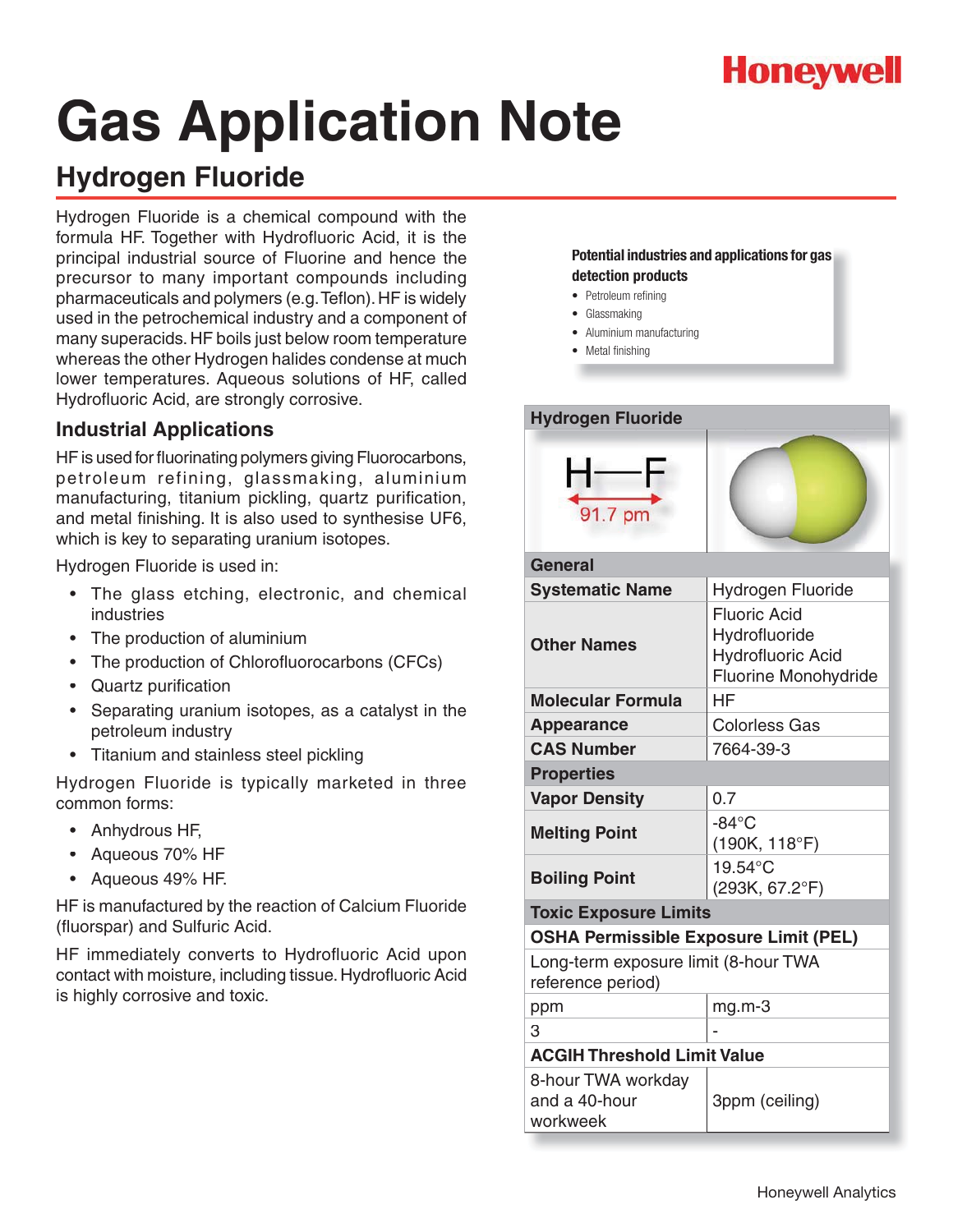# Gas Application Note

## Hydrogen Fluoride

Hydrogen Fluoride is a chemical compound with the formula HF. Together with Hydrofluoric Acid, it is the principal industrial source of Fluorine and hence the precursor to many important compounds including pharmaceuticals and polymers (e.g. Teflon). HF is widely used in the petrochemical industry and a component of many superacids. HF boils just below room temperature whereas the other Hydrogen halides condense at much lower temperatures. Aqueous solutions of HF, called Hydrofluoric Acid, are strongly corrosive.

### Industrial Applications

HF is used for fluorinating polymers giving Fluorocarbons, petroleum refining, glassmaking, aluminium manufacturing, titanium pickling, quartz purification, and metal finishing. It is also used to synthesise UF6, which is key to separating uranium isotopes.

Hydrogen Fluoride is used in:

- The glass etching, electronic, and chemical industries
- The production of aluminium
- The production of Chlorofluorocarbons (CFCs)
- Quartz purification
- Separating uranium isotopes, as a catalyst in the petroleum industry
- Titanium and stainless steel pickling

Hydrogen Fluoride is typically marketed in three common forms:

- Anhydrous HF,
- Aqueous 70% HF
- Aqueous 49% HF.

HF is manufactured by the reaction of Calcium Fluoride (fluorspar) and Sulfuric Acid.

HF immediately converts to Hydrofluoric Acid upon contact with moisture, including tissue. Hydrofluoric Acid is highly corrosive and toxic.

**Potential industries and applications for gas detection products**

- Petroleum refining
- Glassmaking
- Aluminium manufacturing
- Metal finishing

| Hydrogen Fluoride | |
|---|---|
| H—F 91.7 pm | |
| **General** | |
| **Systematic Name** | Hydrogen Fluoride |
| **Other Names** | Fluoric Acid<br>Hydrofluoride<br>Hydrofluoric Acid<br>Fluorine Monohydride |
| **Molecular Formula** | HF |
| **Appearance** | Colorless Gas |
| **CAS Number** | 7664-39-3 |
| **Properties** | |
| **Vapor Density** | 0.7 |
| **Melting Point** | -84°C (190K, 118°F) |
| **Boiling Point** | 19.54°C (293K, 67.2°F) |
| **Toxic Exposure Limits** | |
| **OSHA Permissible Exposure Limit (PEL)** | |
| Long-term exposure limit (8-hour TWA reference period) | |
| ppm | mg.m-3 |
| 3 | - |
| **ACGIH Threshold Limit Value** | |
| 8-hour TWA workday and a 40-hour workweek | 3ppm (ceiling) |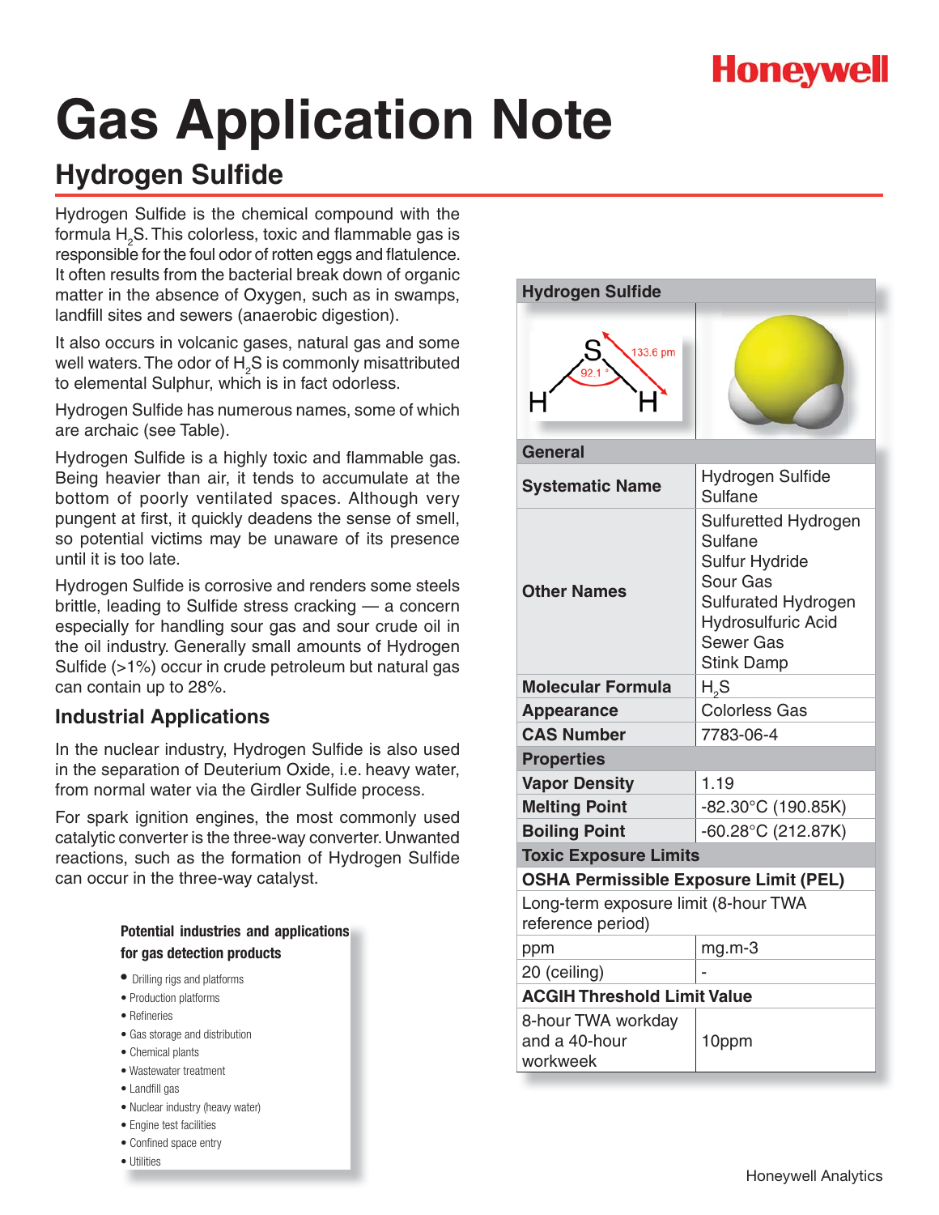# Gas Application Note

## Hydrogen Sulfide

Hydrogen Sulfide is the chemical compound with the formula $H_2S$. This colorless, toxic and flammable gas is responsible for the foul odor of rotten eggs and flatulence. It often results from the bacterial break down of organic matter in the absence of Oxygen, such as in swamps, landfill sites and sewers (anaerobic digestion).

It also occurs in volcanic gases, natural gas and some well waters. The odor of $H_2S$ is commonly misattributed to elemental Sulphur, which is in fact odorless.

Hydrogen Sulfide has numerous names, some of which are archaic (see Table).

Hydrogen Sulfide is a highly toxic and flammable gas. Being heavier than air, it tends to accumulate at the bottom of poorly ventilated spaces. Although very pungent at first, it quickly deadens the sense of smell, so potential victims may be unaware of its presence until it is too late.

Hydrogen Sulfide is corrosive and renders some steels brittle, leading to Sulfide stress cracking — a concern especially for handling sour gas and sour crude oil in the oil industry. Generally small amounts of Hydrogen Sulfide (>1%) occur in crude petroleum but natural gas can contain up to 28%.

### Industrial Applications

In the nuclear industry, Hydrogen Sulfide is also used in the separation of Deuterium Oxide, i.e. heavy water, from normal water via the Girdler Sulfide process.

For spark ignition engines, the most commonly used catalytic converter is the three-way converter. Unwanted reactions, such as the formation of Hydrogen Sulfide can occur in the three-way catalyst.

**Potential industries and applications for gas detection products**

- Drilling rigs and platforms
- Production platforms
- Refineries
- Gas storage and distribution
- Chemical plants
- Wastewater treatment
- Landfill gas
- Nuclear industry (heavy water)
- Engine test facilities
- Confined space entry
- Utilities

| Hydrogen Sulfide | |
|---|---|
| S–H bond 133.6 pm, H–S–H angle 92.1° | |
| **General** | |
| **Systematic Name** | Hydrogen Sulfide<br>Sulfane |
| **Other Names** | Sulfuretted Hydrogen<br>Sulfane<br>Sulfur Hydride<br>Sour Gas<br>Sulfurated Hydrogen<br>Hydrosulfuric Acid<br>Sewer Gas<br>Stink Damp |
| **Molecular Formula** | $H_2S$ |
| **Appearance** | Colorless Gas |
| **CAS Number** | 7783-06-4 |
| **Properties** | |
| **Vapor Density** | 1.19 |
| **Melting Point** | -82.30°C (190.85K) |
| **Boiling Point** | -60.28°C (212.87K) |
| **Toxic Exposure Limits** | |
| **OSHA Permissible Exposure Limit (PEL)** | |
| Long-term exposure limit (8-hour TWA reference period) | |
| ppm | mg.m-3 |
| 20 (ceiling) | - |
| **ACGIH Threshold Limit Value** | |
| 8-hour TWA workday and a 40-hour workweek | 10ppm |

Honeywell Analytics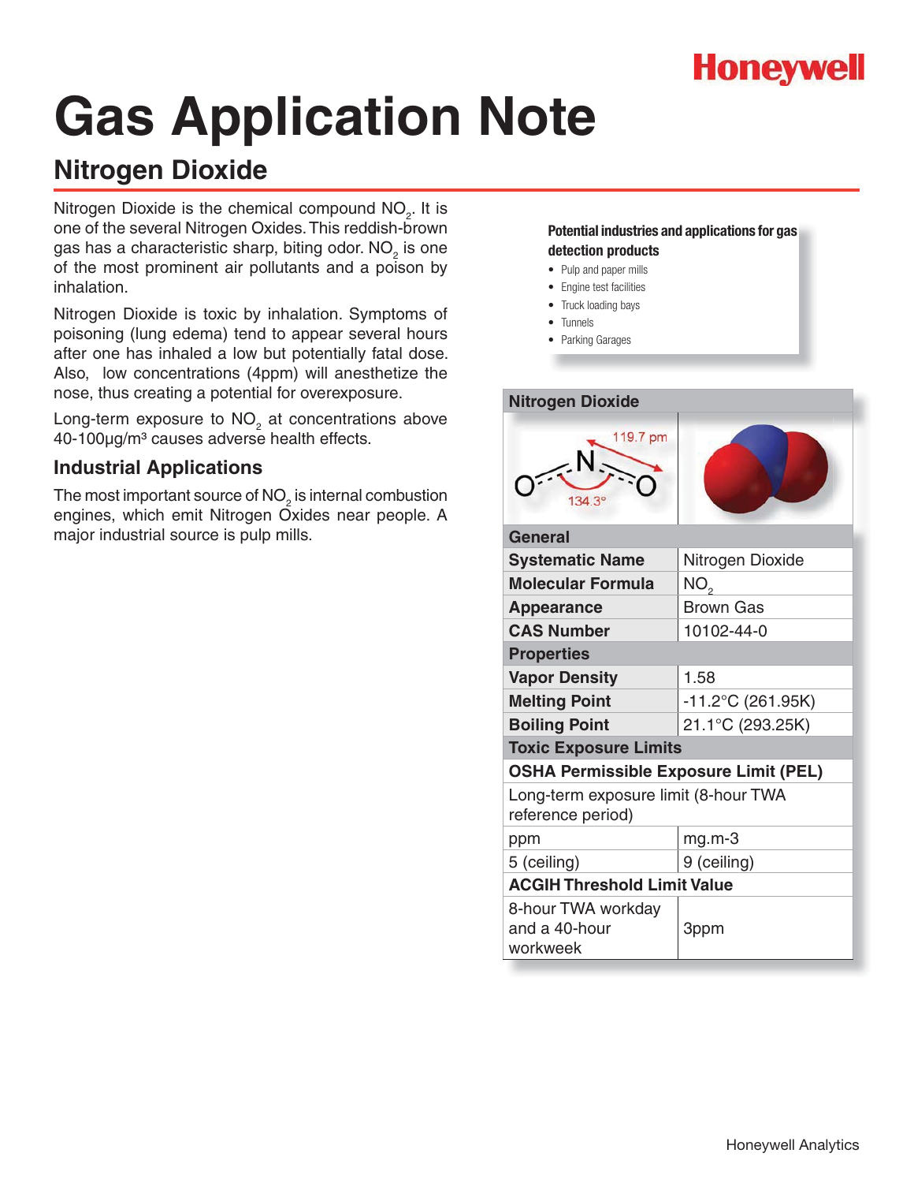# Gas Application Note

## Nitrogen Dioxide

Nitrogen Dioxide is the chemical compound $NO_2$. It is one of the several Nitrogen Oxides. This reddish-brown gas has a characteristic sharp, biting odor. $NO_2$ is one of the most prominent air pollutants and a poison by inhalation.

Nitrogen Dioxide is toxic by inhalation. Symptoms of poisoning (lung edema) tend to appear several hours after one has inhaled a low but potentially fatal dose. Also, low concentrations (4ppm) will anesthetize the nose, thus creating a potential for overexposure.

Long-term exposure to $NO_2$ at concentrations above 40-100µg/m³ causes adverse health effects.

### Industrial Applications

The most important source of $NO_2$ is internal combustion engines, which emit Nitrogen Oxides near people. A major industrial source is pulp mills.

**Potential industries and applications for gas detection products**

- Pulp and paper mills
- Engine test facilities
- Truck loading bays
- Tunnels
- Parking Garages

| Nitrogen Dioxide | |
|---|---|
| 119.7 pm; 134.3° | |
| **General** | |
| **Systematic Name** | Nitrogen Dioxide |
| **Molecular Formula** | $NO_2$ |
| **Appearance** | Brown Gas |
| **CAS Number** | 10102-44-0 |
| **Properties** | |
| **Vapor Density** | 1.58 |
| **Melting Point** | -11.2°C (261.95K) |
| **Boiling Point** | 21.1°C (293.25K) |
| **Toxic Exposure Limits** | |
| **OSHA Permissible Exposure Limit (PEL)** | |
| Long-term exposure limit (8-hour TWA reference period) | |
| ppm | mg.m-3 |
| 5 (ceiling) | 9 (ceiling) |
| **ACGIH Threshold Limit Value** | |
| 8-hour TWA workday and a 40-hour workweek | 3ppm |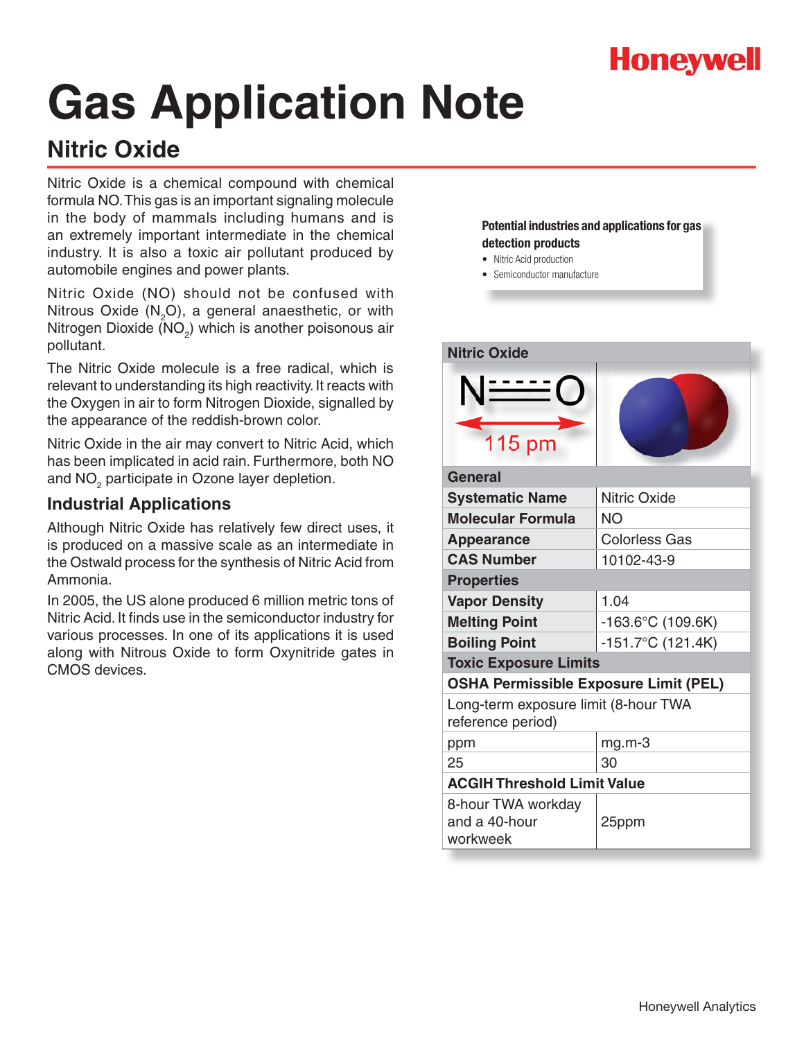# Gas Application Note

## Nitric Oxide

Nitric Oxide is a chemical compound with chemical formula NO. This gas is an important signaling molecule in the body of mammals including humans and is an extremely important intermediate in the chemical industry. It is also a toxic air pollutant produced by automobile engines and power plants.

Nitric Oxide (NO) should not be confused with Nitrous Oxide ($N_2O$), a general anaesthetic, or with Nitrogen Dioxide ($NO_2$) which is another poisonous air pollutant.

The Nitric Oxide molecule is a free radical, which is relevant to understanding its high reactivity. It reacts with the Oxygen in air to form Nitrogen Dioxide, signalled by the appearance of the reddish-brown color.

Nitric Oxide in the air may convert to Nitric Acid, which has been implicated in acid rain. Furthermore, both NO and $NO_2$ participate in Ozone layer depletion.

### Industrial Applications

Although Nitric Oxide has relatively few direct uses, it is produced on a massive scale as an intermediate in the Ostwald process for the synthesis of Nitric Acid from Ammonia.

In 2005, the US alone produced 6 million metric tons of Nitric Acid. It finds use in the semiconductor industry for various processes. In one of its applications it is used along with Nitrous Oxide to form Oxynitride gates in CMOS devices.

**Potential industries and applications for gas detection products**

- Nitric Acid production
- Semiconductor manufacture

| Nitric Oxide | |
|---|---|
| N≡O 115 pm | |
| **General** | |
| **Systematic Name** | Nitric Oxide |
| **Molecular Formula** | NO |
| **Appearance** | Colorless Gas |
| **CAS Number** | 10102-43-9 |
| **Properties** | |
| **Vapor Density** | 1.04 |
| **Melting Point** | -163.6°C (109.6K) |
| **Boiling Point** | -151.7°C (121.4K) |
| **Toxic Exposure Limits** | |
| **OSHA Permissible Exposure Limit (PEL)** | |
| Long-term exposure limit (8-hour TWA reference period) | |
| ppm | mg.m-3 |
| 25 | 30 |
| **ACGIH Threshold Limit Value** | |
| 8-hour TWA workday and a 40-hour workweek | 25ppm |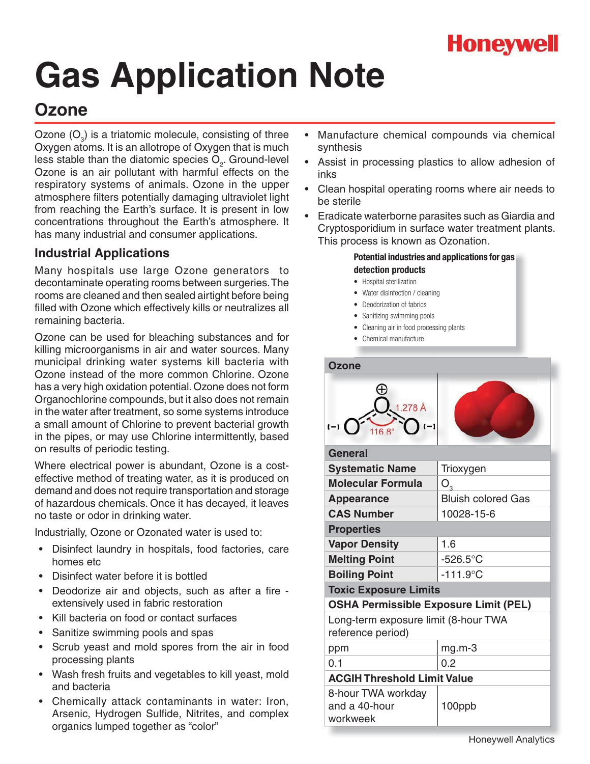Honeywell

# Gas Application Note

## Ozone

Ozone ($O_3$) is a triatomic molecule, consisting of three Oxygen atoms. It is an allotrope of Oxygen that is much less stable than the diatomic species $O_2$. Ground-level Ozone is an air pollutant with harmful effects on the respiratory systems of animals. Ozone in the upper atmosphere filters potentially damaging ultraviolet light from reaching the Earth's surface. It is present in low concentrations throughout the Earth's atmosphere. It has many industrial and consumer applications.

### Industrial Applications

Many hospitals use large Ozone generators to decontaminate operating rooms between surgeries. The rooms are cleaned and then sealed airtight before being filled with Ozone which effectively kills or neutralizes all remaining bacteria.

Ozone can be used for bleaching substances and for killing microorganisms in air and water sources. Many municipal drinking water systems kill bacteria with Ozone instead of the more common Chlorine. Ozone has a very high oxidation potential. Ozone does not form Organochlorine compounds, but it also does not remain in the water after treatment, so some systems introduce a small amount of Chlorine to prevent bacterial growth in the pipes, or may use Chlorine intermittently, based on results of periodic testing.

Where electrical power is abundant, Ozone is a cost-effective method of treating water, as it is produced on demand and does not require transportation and storage of hazardous chemicals. Once it has decayed, it leaves no taste or odor in drinking water.

Industrially, Ozone or Ozonated water is used to:

- Disinfect laundry in hospitals, food factories, care homes etc
- Disinfect water before it is bottled
- Deodorize air and objects, such as after a fire - extensively used in fabric restoration
- Kill bacteria on food or contact surfaces
- Sanitize swimming pools and spas
- Scrub yeast and mold spores from the air in food processing plants
- Wash fresh fruits and vegetables to kill yeast, mold and bacteria
- Chemically attack contaminants in water: Iron, Arsenic, Hydrogen Sulfide, Nitrites, and complex organics lumped together as "color"
- Manufacture chemical compounds via chemical synthesis
- Assist in processing plastics to allow adhesion of inks
- Clean hospital operating rooms where air needs to be sterile
- Eradicate waterborne parasites such as Giardia and Cryptosporidium in surface water treatment plants. This process is known as Ozonation.

**Potential industries and applications for gas detection products**

- Hospital sterilization
- Water disinfection / cleaning
- Deodorization of fabrics
- Sanitizing swimming pools
- Cleaning air in food processing plants
- Chemical manufacture

| **Ozone** | |
|---|---|
| 1.278 Å, 116.8° | |
| **General** | |
| **Systematic Name** | Trioxygen |
| **Molecular Formula** | $O_3$ |
| **Appearance** | Bluish colored Gas |
| **CAS Number** | 10028-15-6 |
| **Properties** | |
| **Vapor Density** | 1.6 |
| **Melting Point** | -526.5°C |
| **Boiling Point** | -111.9°C |
| **Toxic Exposure Limits** | |
| **OSHA Permissible Exposure Limit (PEL)** | |
| Long-term exposure limit (8-hour TWA reference period) | |
| ppm | mg.m-3 |
| 0.1 | 0.2 |
| **ACGIH Threshold Limit Value** | |
| 8-hour TWA workday and a 40-hour workweek | 100ppb |

Honeywell Analytics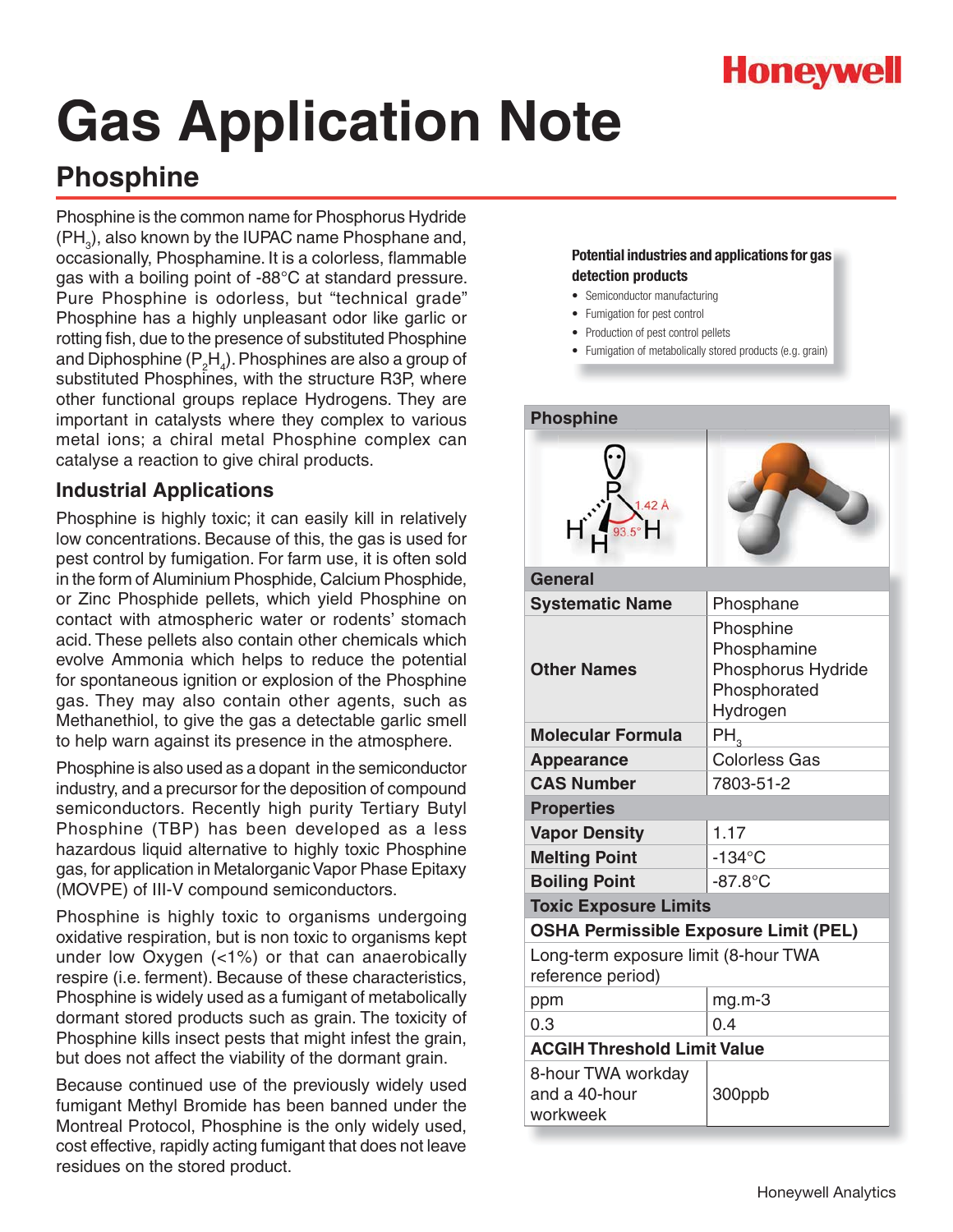Honeywell

# Gas Application Note

## Phosphine

Phosphine is the common name for Phosphorus Hydride ($PH_3$), also known by the IUPAC name Phosphane and, occasionally, Phosphamine. It is a colorless, flammable gas with a boiling point of -88°C at standard pressure. Pure Phosphine is odorless, but "technical grade" Phosphine has a highly unpleasant odor like garlic or rotting fish, due to the presence of substituted Phosphine and Diphosphine ($P_2H_4$). Phosphines are also a group of substituted Phosphines, with the structure R3P, where other functional groups replace Hydrogens. They are important in catalysts where they complex to various metal ions; a chiral metal Phosphine complex can catalyse a reaction to give chiral products.

### Industrial Applications

Phosphine is highly toxic; it can easily kill in relatively low concentrations. Because of this, the gas is used for pest control by fumigation. For farm use, it is often sold in the form of Aluminium Phosphide, Calcium Phosphide, or Zinc Phosphide pellets, which yield Phosphine on contact with atmospheric water or rodents' stomach acid. These pellets also contain other chemicals which evolve Ammonia which helps to reduce the potential for spontaneous ignition or explosion of the Phosphine gas. They may also contain other agents, such as Methanethiol, to give the gas a detectable garlic smell to help warn against its presence in the atmosphere.

Phosphine is also used as a dopant in the semiconductor industry, and a precursor for the deposition of compound semiconductors. Recently high purity Tertiary Butyl Phosphine (TBP) has been developed as a less hazardous liquid alternative to highly toxic Phosphine gas, for application in Metalorganic Vapor Phase Epitaxy (MOVPE) of III-V compound semiconductors.

Phosphine is highly toxic to organisms undergoing oxidative respiration, but is non toxic to organisms kept under low Oxygen (<1%) or that can anaerobically respire (i.e. ferment). Because of these characteristics, Phosphine is widely used as a fumigant of metabolically dormant stored products such as grain. The toxicity of Phosphine kills insect pests that might infest the grain, but does not affect the viability of the dormant grain.

Because continued use of the previously widely used fumigant Methyl Bromide has been banned under the Montreal Protocol, Phosphine is the only widely used, cost effective, rapidly acting fumigant that does not leave residues on the stored product.

**Potential industries and applications for gas detection products**

- Semiconductor manufacturing
- Fumigation for pest control
- Production of pest control pellets
- Fumigation of metabolically stored products (e.g. grain)

| Phosphine | |
|---|---|
| **General** | |
| **Systematic Name** | Phosphane |
| **Other Names** | Phosphine<br>Phosphamine<br>Phosphorus Hydride<br>Phosphorated Hydrogen |
| **Molecular Formula** | $PH_3$ |
| **Appearance** | Colorless Gas |
| **CAS Number** | 7803-51-2 |
| **Properties** | |
| **Vapor Density** | 1.17 |
| **Melting Point** | -134°C |
| **Boiling Point** | -87.8°C |
| **Toxic Exposure Limits** | |
| **OSHA Permissible Exposure Limit (PEL)** | |
| Long-term exposure limit (8-hour TWA reference period) | |
| ppm | mg.m-3 |
| 0.3 | 0.4 |
| **ACGIH Threshold Limit Value** | |
| 8-hour TWA workday and a 40-hour workweek | 300ppb |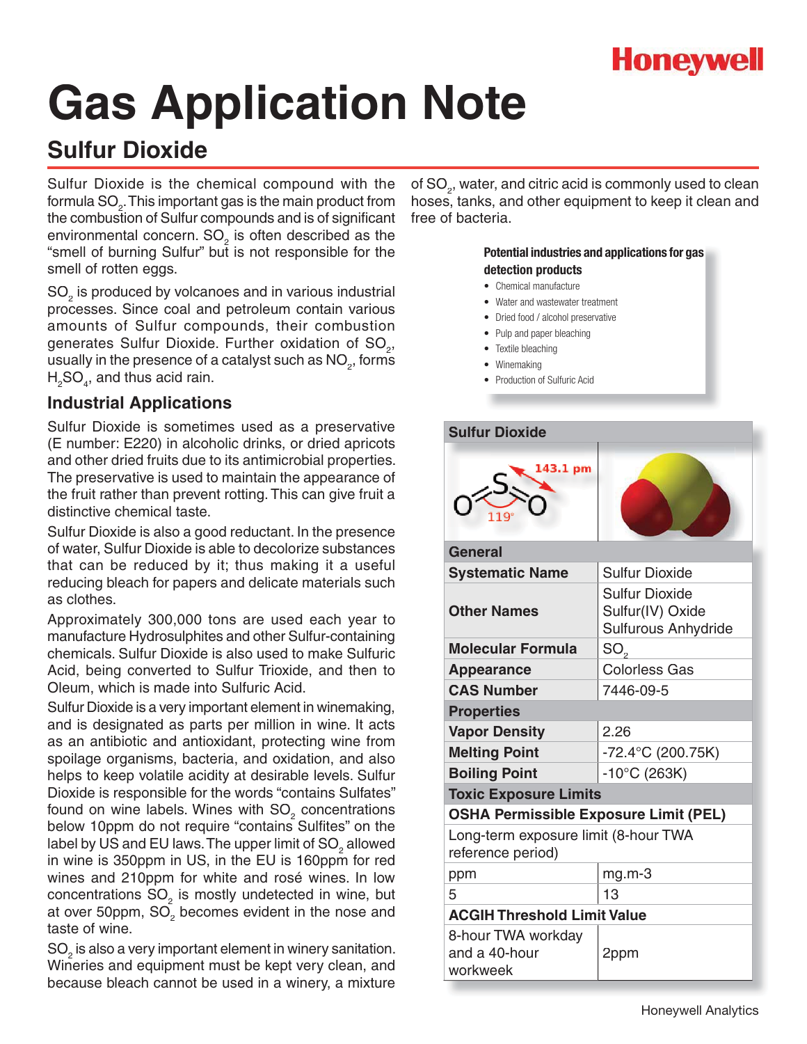# Gas Application Note

## Sulfur Dioxide

Sulfur Dioxide is the chemical compound with the formula $SO_2$. This important gas is the main product from the combustion of Sulfur compounds and is of significant environmental concern. $SO_2$ is often described as the "smell of burning Sulfur" but is not responsible for the smell of rotten eggs.

$SO_2$ is produced by volcanoes and in various industrial processes. Since coal and petroleum contain various amounts of Sulfur compounds, their combustion generates Sulfur Dioxide. Further oxidation of $SO_2$, usually in the presence of a catalyst such as $NO_2$, forms $H_2SO_4$, and thus acid rain.

### Industrial Applications

Sulfur Dioxide is sometimes used as a preservative (E number: E220) in alcoholic drinks, or dried apricots and other dried fruits due to its antimicrobial properties. The preservative is used to maintain the appearance of the fruit rather than prevent rotting. This can give fruit a distinctive chemical taste.

Sulfur Dioxide is also a good reductant. In the presence of water, Sulfur Dioxide is able to decolorize substances that can be reduced by it; thus making it a useful reducing bleach for papers and delicate materials such as clothes.

Approximately 300,000 tons are used each year to manufacture Hydrosulphites and other Sulfur-containing chemicals. Sulfur Dioxide is also used to make Sulfuric Acid, being converted to Sulfur Trioxide, and then to Oleum, which is made into Sulfuric Acid.

Sulfur Dioxide is a very important element in winemaking, and is designated as parts per million in wine. It acts as an antibiotic and antioxidant, protecting wine from spoilage organisms, bacteria, and oxidation, and also helps to keep volatile acidity at desirable levels. Sulfur Dioxide is responsible for the words "contains Sulfates" found on wine labels. Wines with $SO_2$ concentrations below 10ppm do not require "contains Sulfites" on the label by US and EU laws. The upper limit of $SO_2$ allowed in wine is 350ppm in US, in the EU is 160ppm for red wines and 210ppm for white and rosé wines. In low concentrations $SO_2$ is mostly undetected in wine, but at over 50ppm, $SO_2$ becomes evident in the nose and taste of wine.

$SO_2$ is also a very important element in winery sanitation. Wineries and equipment must be kept very clean, and because bleach cannot be used in a winery, a mixture of $SO_2$, water, and citric acid is commonly used to clean hoses, tanks, and other equipment to keep it clean and free of bacteria.

**Potential industries and applications for gas detection products**

- Chemical manufacture
- Water and wastewater treatment
- Dried food / alcohol preservative
- Pulp and paper bleaching
- Textile bleaching
- Winemaking
- Production of Sulfuric Acid

| Sulfur Dioxide | |
|---|---|
| 143.1 pm, 119° | |
| **General** | |
| **Systematic Name** | Sulfur Dioxide |
| **Other Names** | Sulfur Dioxide<br>Sulfur(IV) Oxide<br>Sulfurous Anhydride |
| **Molecular Formula** | $SO_2$ |
| **Appearance** | Colorless Gas |
| **CAS Number** | 7446-09-5 |
| **Properties** | |
| **Vapor Density** | 2.26 |
| **Melting Point** | -72.4°C (200.75K) |
| **Boiling Point** | -10°C (263K) |
| **Toxic Exposure Limits** | |
| **OSHA Permissible Exposure Limit (PEL)** | |
| Long-term exposure limit (8-hour TWA reference period) | |
| ppm | mg.m-3 |
| 5 | 13 |
| **ACGIH Threshold Limit Value** | |
| 8-hour TWA workday and a 40-hour workweek | 2ppm |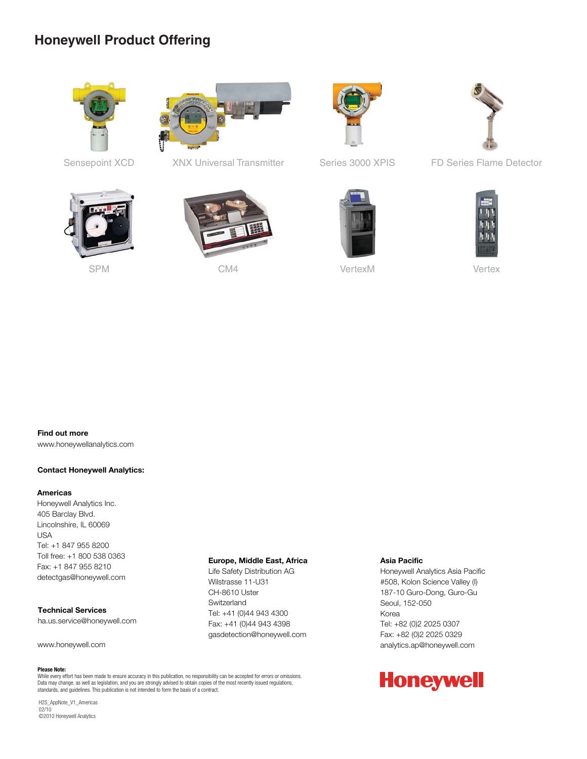## Honeywell Product Offering

Sensepoint XCD

XNX Universal Transmitter

Series 3000 XPIS

FD Series Flame Detector

SPM

CM4

VertexM

Vertex

**Find out more**
www.honeywellanalytics.com

**Contact Honeywell Analytics:**

**Americas**
Honeywell Analytics Inc.
405 Barclay Blvd.
Lincolnshire, IL 60069
USA
Tel: +1 847 955 8200
Toll free: +1 800 538 0363
Fax: +1 847 955 8210
detectgas@honeywell.com

**Technical Services**
ha.us.service@honeywell.com

www.honeywell.com

**Europe, Middle East, Africa**
Life Safety Distribution AG
Wilstrasse 11-U31
CH-8610 Uster
Switzerland
Tel: +41 (0)44 943 4300
Fax: +41 (0)44 943 4398
gasdetection@honeywell.com

**Asia Pacific**
Honeywell Analytics Asia Pacific
#508, Kolon Science Valley (I)
187-10 Guro-Dong, Guro-Gu
Seoul, 152-050
Korea
Tel: +82 (0)2 2025 0307
Fax: +82 (0)2 2025 0329
analytics.ap@honeywell.com

**Please Note:**
While every effort has been made to ensure accuracy in this publication, no responsibility can be accepted for errors or omissions. Data may change, as well as legislation, and you are strongly advised to obtain copies of the most recently issued regulations, standards, and guidelines. This publication is not intended to form the basis of a contract.

H2S_AppNote_V1_Americas
02/10
©2010 Honeywell Analytics

Honeywell